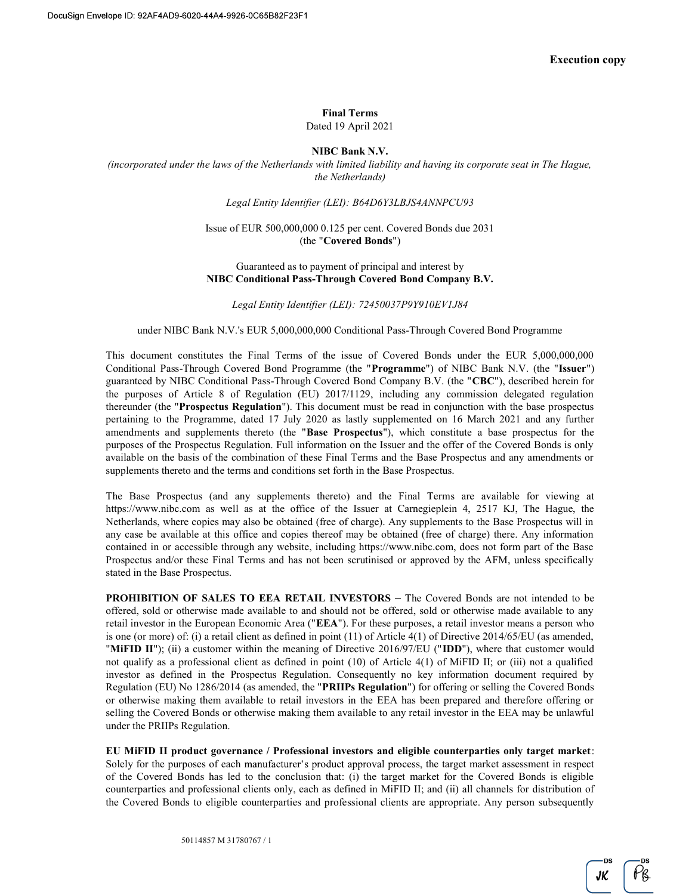Execution copy

**Final Terms**
Dated 19 April 2021

**NIBC Bank N.V.**
*(incorporated under the laws of the Netherlands with limited liability and having its corporate seat in The Hague, the Netherlands)*

*Legal Entity Identifier (LEI): B64D6Y3LBJS4ANNPCU93*

Issue of EUR 500,000,000 0.125 per cent. Covered Bonds due 2031
(the "**Covered Bonds**")

Guaranteed as to payment of principal and interest by
**NIBC Conditional Pass-Through Covered Bond Company B.V.**

*Legal Entity Identifier (LEI): 72450037P9Y910EV1J84*

under NIBC Bank N.V.'s EUR 5,000,000,000 Conditional Pass-Through Covered Bond Programme

This document constitutes the Final Terms of the issue of Covered Bonds under the EUR 5,000,000,000 Conditional Pass-Through Covered Bond Programme (the "**Programme**") of NIBC Bank N.V. (the "**Issuer**") guaranteed by NIBC Conditional Pass-Through Covered Bond Company B.V. (the "**CBC**"), described herein for the purposes of Article 8 of Regulation (EU) 2017/1129, including any commission delegated regulation thereunder (the "**Prospectus Regulation**"). This document must be read in conjunction with the base prospectus pertaining to the Programme, dated 17 July 2020 as lastly supplemented on 16 March 2021 and any further amendments and supplements thereto (the "**Base Prospectus**"), which constitute a base prospectus for the purposes of the Prospectus Regulation. Full information on the Issuer and the offer of the Covered Bonds is only available on the basis of the combination of these Final Terms and the Base Prospectus and any amendments or supplements thereto and the terms and conditions set forth in the Base Prospectus.

The Base Prospectus (and any supplements thereto) and the Final Terms are available for viewing at https://www.nibc.com as well as at the office of the Issuer at Carnegieplein 4, 2517 KJ, The Hague, the Netherlands, where copies may also be obtained (free of charge). Any supplements to the Base Prospectus will in any case be available at this office and copies thereof may be obtained (free of charge) there. Any information contained in or accessible through any website, including https://www.nibc.com, does not form part of the Base Prospectus and/or these Final Terms and has not been scrutinised or approved by the AFM, unless specifically stated in the Base Prospectus.

**PROHIBITION OF SALES TO EEA RETAIL INVESTORS** – The Covered Bonds are not intended to be offered, sold or otherwise made available to and should not be offered, sold or otherwise made available to any retail investor in the European Economic Area ("**EEA**"). For these purposes, a retail investor means a person who is one (or more) of: (i) a retail client as defined in point (11) of Article 4(1) of Directive 2014/65/EU (as amended, "**MiFID II**"); (ii) a customer within the meaning of Directive 2016/97/EU ("**IDD**"), where that customer would not qualify as a professional client as defined in point (10) of Article 4(1) of MiFID II; or (iii) not a qualified investor as defined in the Prospectus Regulation. Consequently no key information document required by Regulation (EU) No 1286/2014 (as amended, the "**PRIIPs Regulation**") for offering or selling the Covered Bonds or otherwise making them available to retail investors in the EEA has been prepared and therefore offering or selling the Covered Bonds or otherwise making them available to any retail investor in the EEA may be unlawful under the PRIIPs Regulation.

**EU MiFID II product governance / Professional investors and eligible counterparties only target market**: Solely for the purposes of each manufacturer's product approval process, the target market assessment in respect of the Covered Bonds has led to the conclusion that: (i) the target market for the Covered Bonds is eligible counterparties and professional clients only, each as defined in MiFID II; and (ii) all channels for distribution of the Covered Bonds to eligible counterparties and professional clients are appropriate. Any person subsequently

50114857 M 31780767 / 1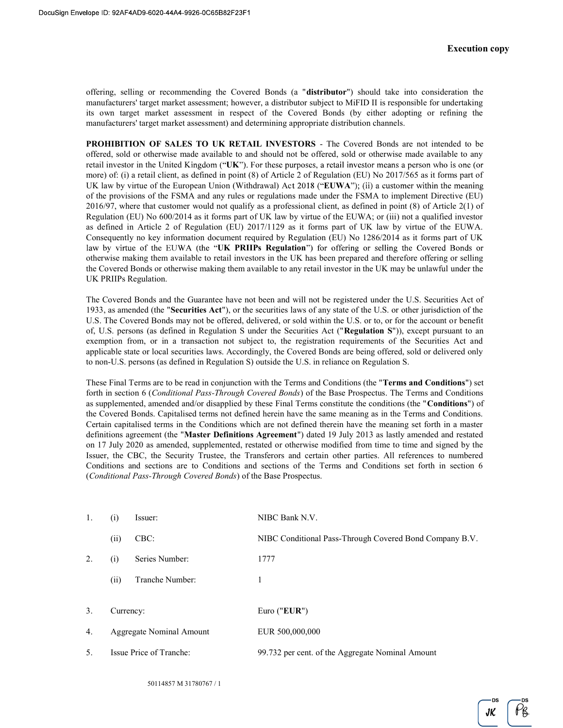offering, selling or recommending the Covered Bonds (a "**distributor**") should take into consideration the manufacturers' target market assessment; however, a distributor subject to MiFID II is responsible for undertaking its own target market assessment in respect of the Covered Bonds (by either adopting or refining the manufacturers' target market assessment) and determining appropriate distribution channels.

**PROHIBITION OF SALES TO UK RETAIL INVESTORS** - The Covered Bonds are not intended to be offered, sold or otherwise made available to and should not be offered, sold or otherwise made available to any retail investor in the United Kingdom ("**UK**"). For these purposes, a retail investor means a person who is one (or more) of: (i) a retail client, as defined in point (8) of Article 2 of Regulation (EU) No 2017/565 as it forms part of UK law by virtue of the European Union (Withdrawal) Act 2018 ("**EUWA**"); (ii) a customer within the meaning of the provisions of the FSMA and any rules or regulations made under the FSMA to implement Directive (EU) 2016/97, where that customer would not qualify as a professional client, as defined in point (8) of Article 2(1) of Regulation (EU) No 600/2014 as it forms part of UK law by virtue of the EUWA; or (iii) not a qualified investor as defined in Article 2 of Regulation (EU) 2017/1129 as it forms part of UK law by virtue of the EUWA. Consequently no key information document required by Regulation (EU) No 1286/2014 as it forms part of UK law by virtue of the EUWA (the "**UK PRIIPs Regulation**") for offering or selling the Covered Bonds or otherwise making them available to retail investors in the UK has been prepared and therefore offering or selling the Covered Bonds or otherwise making them available to any retail investor in the UK may be unlawful under the UK PRIIPs Regulation.

The Covered Bonds and the Guarantee have not been and will not be registered under the U.S. Securities Act of 1933, as amended (the "**Securities Act**"), or the securities laws of any state of the U.S. or other jurisdiction of the U.S. The Covered Bonds may not be offered, delivered, or sold within the U.S. or to, or for the account or benefit of, U.S. persons (as defined in Regulation S under the Securities Act ("**Regulation S**")), except pursuant to an exemption from, or in a transaction not subject to, the registration requirements of the Securities Act and applicable state or local securities laws. Accordingly, the Covered Bonds are being offered, sold or delivered only to non-U.S. persons (as defined in Regulation S) outside the U.S. in reliance on Regulation S.

These Final Terms are to be read in conjunction with the Terms and Conditions (the "**Terms and Conditions**") set forth in section 6 (*Conditional Pass-Through Covered Bonds*) of the Base Prospectus. The Terms and Conditions as supplemented, amended and/or disapplied by these Final Terms constitute the conditions (the "**Conditions**") of the Covered Bonds. Capitalised terms not defined herein have the same meaning as in the Terms and Conditions. Certain capitalised terms in the Conditions which are not defined therein have the meaning set forth in a master definitions agreement (the "**Master Definitions Agreement**") dated 19 July 2013 as lastly amended and restated on 17 July 2020 as amended, supplemented, restated or otherwise modified from time to time and signed by the Issuer, the CBC, the Security Trustee, the Transferors and certain other parties. All references to numbered Conditions and sections are to Conditions and sections of the Terms and Conditions set forth in section 6 (*Conditional Pass-Through Covered Bonds*) of the Base Prospectus.

| | | | |
|---|---|---|---|
| 1. | (i) | Issuer: | NIBC Bank N.V. |
| | (ii) | CBC: | NIBC Conditional Pass-Through Covered Bond Company B.V. |
| 2. | (i) | Series Number: | 1777 |
| | (ii) | Tranche Number: | 1 |
| 3. | | Currency: | Euro ("**EUR**") |
| 4. | | Aggregate Nominal Amount | EUR 500,000,000 |
| 5. | | Issue Price of Tranche: | 99.732 per cent. of the Aggregate Nominal Amount |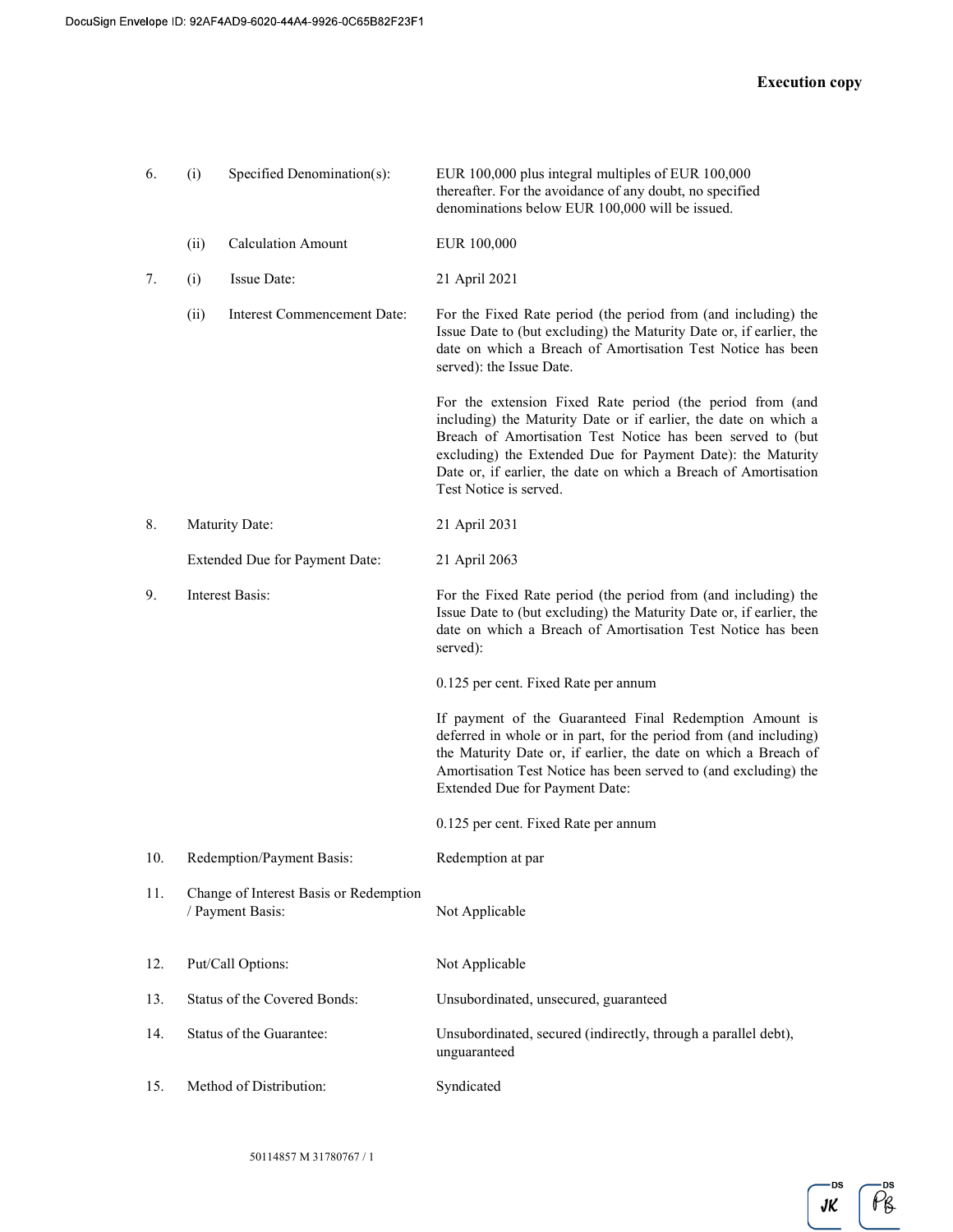**Execution copy**

| | | | |
|---|---|---|---|
| 6. | (i) | Specified Denomination(s): | EUR 100,000 plus integral multiples of EUR 100,000 thereafter. For the avoidance of any doubt, no specified denominations below EUR 100,000 will be issued. |
| | (ii) | Calculation Amount | EUR 100,000 |
| 7. | (i) | Issue Date: | 21 April 2021 |
| | (ii) | Interest Commencement Date: | For the Fixed Rate period (the period from (and including) the Issue Date to (but excluding) the Maturity Date or, if earlier, the date on which a Breach of Amortisation Test Notice has been served): the Issue Date.<br><br>For the extension Fixed Rate period (the period from (and including) the Maturity Date or if earlier, the date on which a Breach of Amortisation Test Notice has been served to (but excluding) the Extended Due for Payment Date): the Maturity Date or, if earlier, the date on which a Breach of Amortisation Test Notice is served. |
| 8. | | Maturity Date: | 21 April 2031 |
| | | Extended Due for Payment Date: | 21 April 2063 |
| 9. | | Interest Basis: | For the Fixed Rate period (the period from (and including) the Issue Date to (but excluding) the Maturity Date or, if earlier, the date on which a Breach of Amortisation Test Notice has been served):<br><br>0.125 per cent. Fixed Rate per annum<br><br>If payment of the Guaranteed Final Redemption Amount is deferred in whole or in part, for the period from (and including) the Maturity Date or, if earlier, the date on which a Breach of Amortisation Test Notice has been served to (and excluding) the Extended Due for Payment Date:<br><br>0.125 per cent. Fixed Rate per annum |
| 10. | | Redemption/Payment Basis: | Redemption at par |
| 11. | | Change of Interest Basis or Redemption / Payment Basis: | Not Applicable |
| 12. | | Put/Call Options: | Not Applicable |
| 13. | | Status of the Covered Bonds: | Unsubordinated, unsecured, guaranteed |
| 14. | | Status of the Guarantee: | Unsubordinated, secured (indirectly, through a parallel debt), unguaranteed |
| 15. | | Method of Distribution: | Syndicated |

50114857 M 31780767 / 1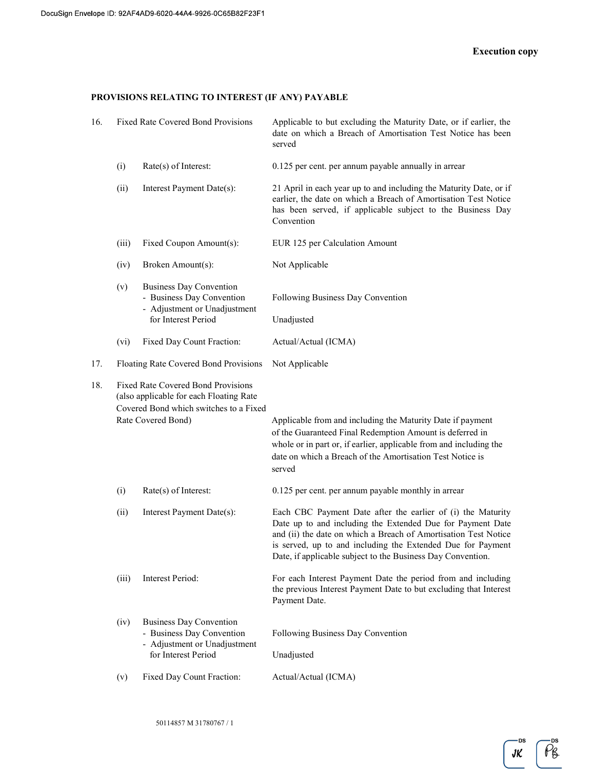**Execution copy**

**PROVISIONS RELATING TO INTEREST (IF ANY) PAYABLE**

| | | |
|---|---|---|
| 16. | Fixed Rate Covered Bond Provisions | Applicable to but excluding the Maturity Date, or if earlier, the date on which a Breach of Amortisation Test Notice has been served |
| (i) | Rate(s) of Interest: | 0.125 per cent. per annum payable annually in arrear |
| (ii) | Interest Payment Date(s): | 21 April in each year up to and including the Maturity Date, or if earlier, the date on which a Breach of Amortisation Test Notice has been served, if applicable subject to the Business Day Convention |
| (iii) | Fixed Coupon Amount(s): | EUR 125 per Calculation Amount |
| (iv) | Broken Amount(s): | Not Applicable |
| (v) | Business Day Convention<br>- Business Day Convention<br>- Adjustment or Unadjustment for Interest Period | <br>Following Business Day Convention<br>Unadjusted |
| (vi) | Fixed Day Count Fraction: | Actual/Actual (ICMA) |
| 17. | Floating Rate Covered Bond Provisions | Not Applicable |
| 18. | Fixed Rate Covered Bond Provisions (also applicable for each Floating Rate Covered Bond which switches to a Fixed Rate Covered Bond) | Applicable from and including the Maturity Date if payment of the Guaranteed Final Redemption Amount is deferred in whole or in part or, if earlier, applicable from and including the date on which a Breach of the Amortisation Test Notice is served |
| (i) | Rate(s) of Interest: | 0.125 per cent. per annum payable monthly in arrear |
| (ii) | Interest Payment Date(s): | Each CBC Payment Date after the earlier of (i) the Maturity Date up to and including the Extended Due for Payment Date and (ii) the date on which a Breach of Amortisation Test Notice is served, up to and including the Extended Due for Payment Date, if applicable subject to the Business Day Convention. |
| (iii) | Interest Period: | For each Interest Payment Date the period from and including the previous Interest Payment Date to but excluding that Interest Payment Date. |
| (iv) | Business Day Convention<br>- Business Day Convention<br>- Adjustment or Unadjustment for Interest Period | <br>Following Business Day Convention<br>Unadjusted |
| (v) | Fixed Day Count Fraction: | Actual/Actual (ICMA) |

50114857 M 31780767 / 1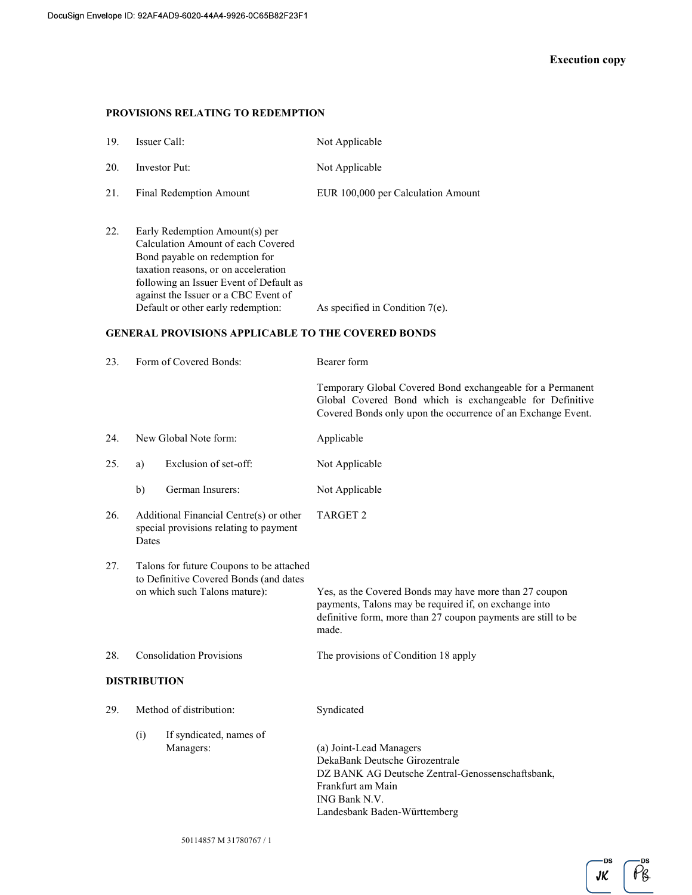**Execution copy**

## PROVISIONS RELATING TO REDEMPTION

| | | |
|---|---|---|
| 19. | Issuer Call: | Not Applicable |
| 20. | Investor Put: | Not Applicable |
| 21. | Final Redemption Amount | EUR 100,000 per Calculation Amount |
| 22. | Early Redemption Amount(s) per Calculation Amount of each Covered Bond payable on redemption for taxation reasons, or on acceleration following an Issuer Event of Default as against the Issuer or a CBC Event of Default or other early redemption: | As specified in Condition 7(e). |

## GENERAL PROVISIONS APPLICABLE TO THE COVERED BONDS

| | | |
|---|---|---|
| 23. | Form of Covered Bonds: | Bearer form<br><br>Temporary Global Covered Bond exchangeable for a Permanent Global Covered Bond which is exchangeable for Definitive Covered Bonds only upon the occurrence of an Exchange Event. |
| 24. | New Global Note form: | Applicable |
| 25. | a) Exclusion of set-off: | Not Applicable |
| | b) German Insurers: | Not Applicable |
| 26. | Additional Financial Centre(s) or other special provisions relating to payment Dates | TARGET 2 |
| 27. | Talons for future Coupons to be attached to Definitive Covered Bonds (and dates on which such Talons mature): | Yes, as the Covered Bonds may have more than 27 coupon payments, Talons may be required if, on exchange into definitive form, more than 27 coupon payments are still to be made. |
| 28. | Consolidation Provisions | The provisions of Condition 18 apply |

## DISTRIBUTION

| | | |
|---|---|---|
| 29. | Method of distribution: | Syndicated |
| | (i) If syndicated, names of Managers: | (a) Joint-Lead Managers<br>DekaBank Deutsche Girozentrale<br>DZ BANK AG Deutsche Zentral-Genossenschaftsbank, Frankfurt am Main<br>ING Bank N.V.<br>Landesbank Baden-Württemberg |

50114857 M 31780767 / 1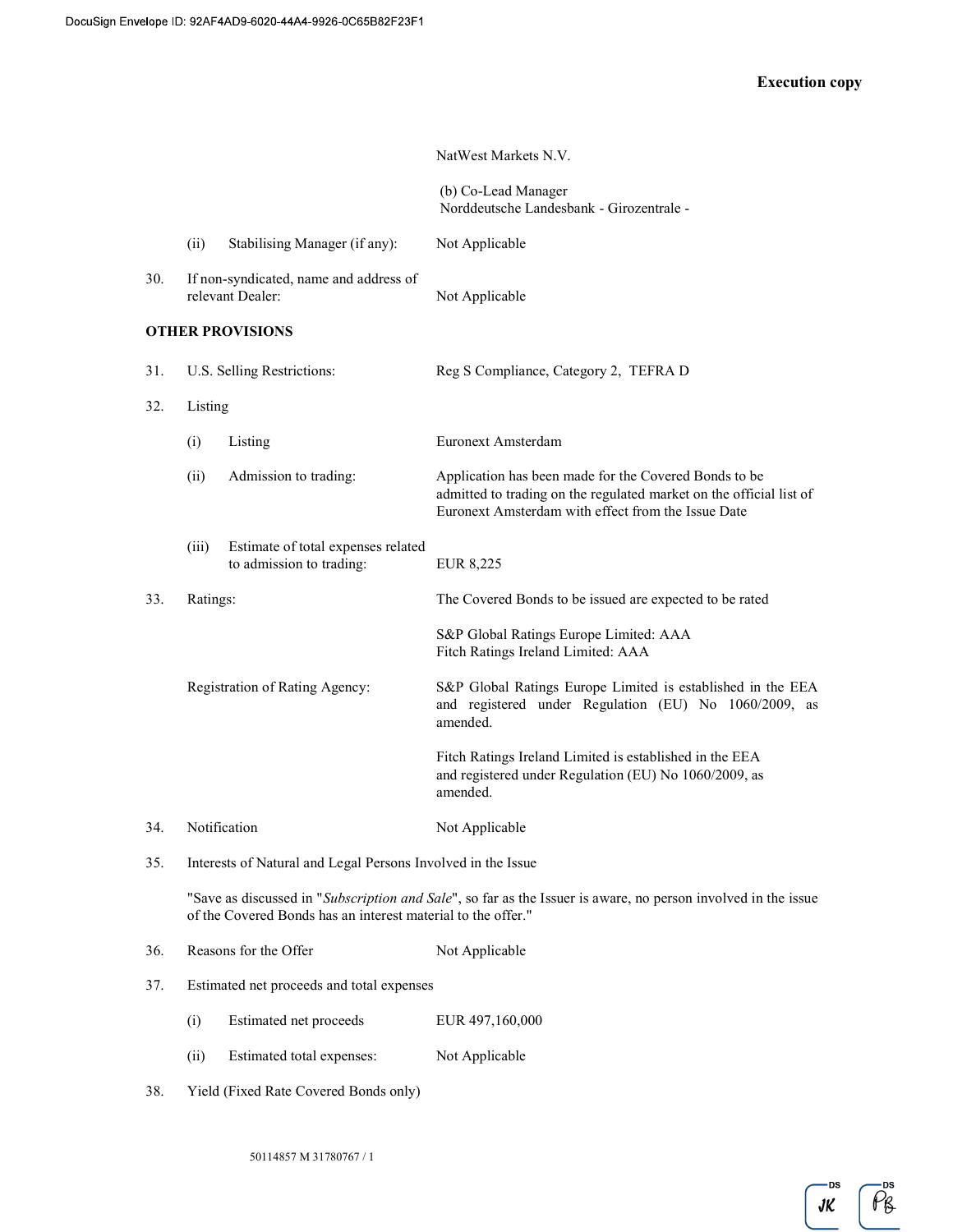Execution copy

| | | |
|---|---|---|
| | | NatWest Markets N.V. |
| | | (b) Co-Lead Manager<br>Norddeutsche Landesbank - Girozentrale - |
| | (ii) Stabilising Manager (if any): | Not Applicable |
| 30. | If non-syndicated, name and address of relevant Dealer: | Not Applicable |

**OTHER PROVISIONS**

| | | |
|---|---|---|
| 31. | U.S. Selling Restrictions: | Reg S Compliance, Category 2, TEFRA D |
| 32. | Listing | |
| | (i) Listing | Euronext Amsterdam |
| | (ii) Admission to trading: | Application has been made for the Covered Bonds to be admitted to trading on the regulated market on the official list of Euronext Amsterdam with effect from the Issue Date |
| | (iii) Estimate of total expenses related to admission to trading: | EUR 8,225 |
| 33. | Ratings: | The Covered Bonds to be issued are expected to be rated<br><br>S&P Global Ratings Europe Limited: AAA<br>Fitch Ratings Ireland Limited: AAA |
| | Registration of Rating Agency: | S&P Global Ratings Europe Limited is established in the EEA and registered under Regulation (EU) No 1060/2009, as amended.<br><br>Fitch Ratings Ireland Limited is established in the EEA and registered under Regulation (EU) No 1060/2009, as amended. |
| 34. | Notification | Not Applicable |
| 35. | Interests of Natural and Legal Persons Involved in the Issue | |

"Save as discussed in "*Subscription and Sale*", so far as the Issuer is aware, no person involved in the issue of the Covered Bonds has an interest material to the offer."

| | | |
|---|---|---|
| 36. | Reasons for the Offer | Not Applicable |
| 37. | Estimated net proceeds and total expenses | |
| | (i) Estimated net proceeds | EUR 497,160,000 |
| | (ii) Estimated total expenses: | Not Applicable |
| 38. | Yield (Fixed Rate Covered Bonds only) | |

50114857 M 31780767 / 1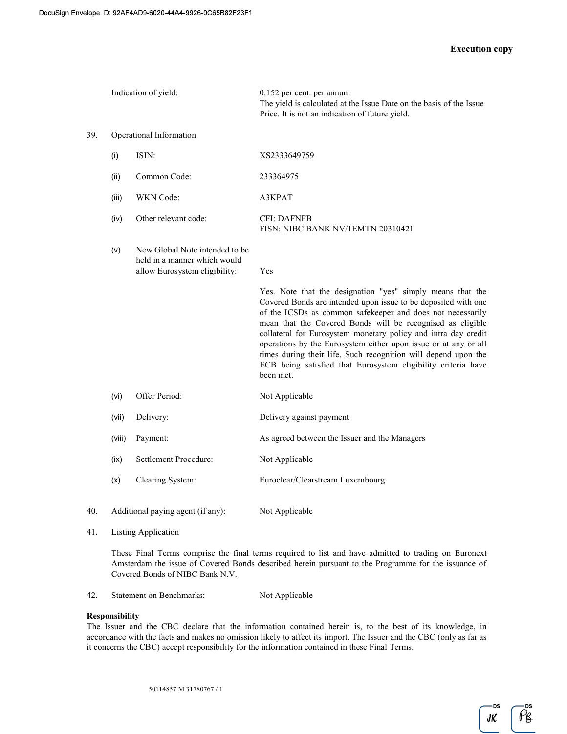Indication of yield: 0.152 per cent. per annum

The yield is calculated at the Issue Date on the basis of the Issue Price. It is not an indication of future yield.

39. Operational Information

| | | |
|---|---|---|
| (i) | ISIN: | XS2333649759 |
| (ii) | Common Code: | 233364975 |
| (iii) | WKN Code: | A3KPAT |
| (iv) | Other relevant code: | CFI: DAFNFB<br>FISN: NIBC BANK NV/1EMTN 20310421 |
| (v) | New Global Note intended to be held in a manner which would allow Eurosystem eligibility: | Yes<br><br>Yes. Note that the designation "yes" simply means that the Covered Bonds are intended upon issue to be deposited with one of the ICSDs as common safekeeper and does not necessarily mean that the Covered Bonds will be recognised as eligible collateral for Eurosystem monetary policy and intra day credit operations by the Eurosystem either upon issue or at any or all times during their life. Such recognition will depend upon the ECB being satisfied that Eurosystem eligibility criteria have been met. |
| (vi) | Offer Period: | Not Applicable |
| (vii) | Delivery: | Delivery against payment |
| (viii) | Payment: | As agreed between the Issuer and the Managers |
| (ix) | Settlement Procedure: | Not Applicable |
| (x) | Clearing System: | Euroclear/Clearstream Luxembourg |

40. Additional paying agent (if any): Not Applicable

41. Listing Application

These Final Terms comprise the final terms required to list and have admitted to trading on Euronext Amsterdam the issue of Covered Bonds described herein pursuant to the Programme for the issuance of Covered Bonds of NIBC Bank N.V.

42. Statement on Benchmarks: Not Applicable

**Responsibility**

The Issuer and the CBC declare that the information contained herein is, to the best of its knowledge, in accordance with the facts and makes no omission likely to affect its import. The Issuer and the CBC (only as far as it concerns the CBC) accept responsibility for the information contained in these Final Terms.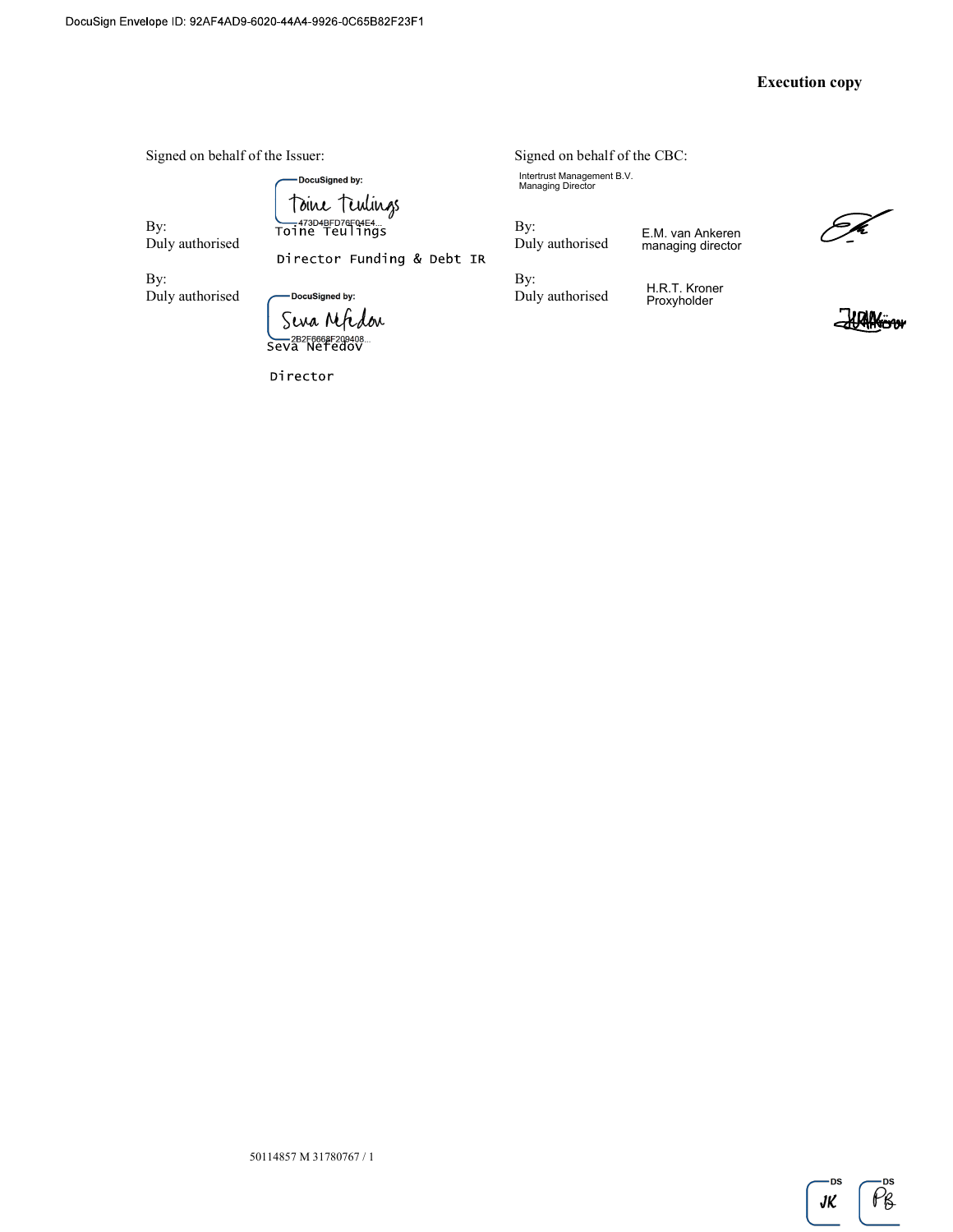**Execution copy**

Signed on behalf of the Issuer:

By: Toine Teulings
Duly authorised
Director Funding & Debt IR

By: Seva Nefedov
Duly authorised
Director

Signed on behalf of the CBC:

Intertrust Management B.V.
Managing Director

By: E.M. van Ankeren
Duly authorised
managing director

By: H.R.T. Kroner
Duly authorised
Proxyholder

50114857 M 31780767 / 1